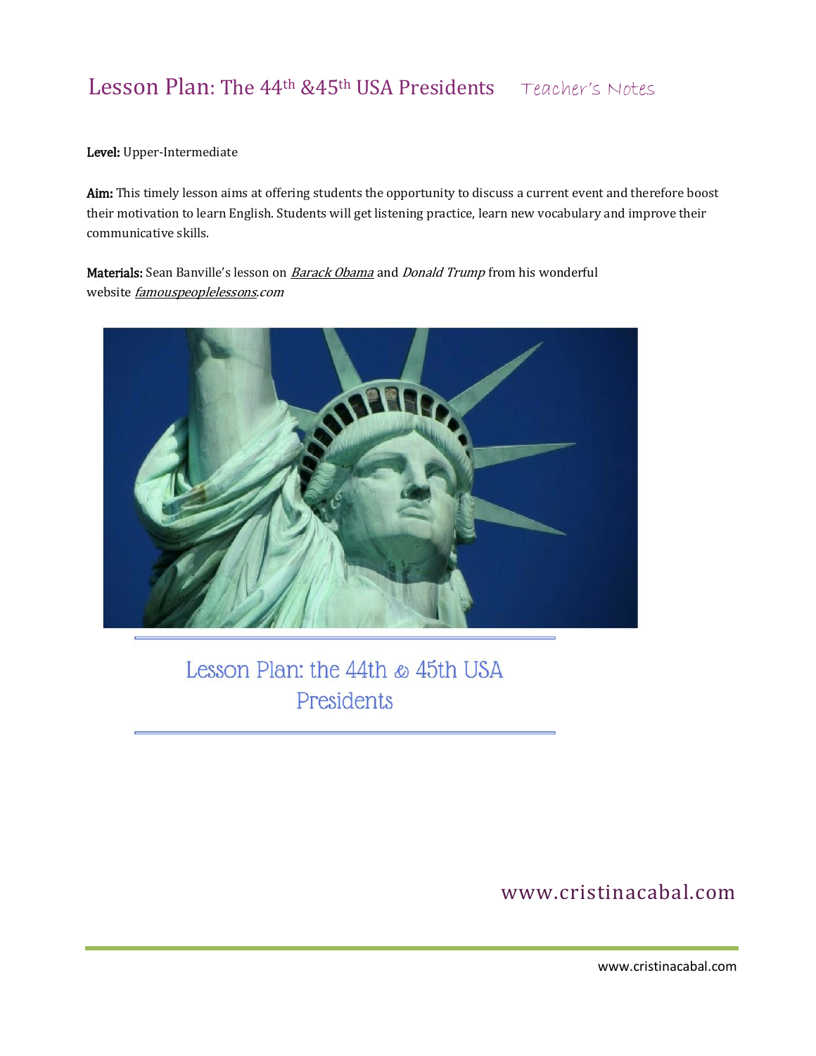# Lesson Plan: The 44th &45th USA Presidents Teacher's Notes

**Level:** Upper-Intermediate

**Aim:** This timely lesson aims at offering students the opportunity to discuss a current event and therefore boost their motivation to learn English. Students will get listening practice, learn new vocabulary and improve their communicative skills.

**Materials:** Sean Banville's lesson on *Barack Obama* and *Donald Trump* from his wonderful website *famouspeoplelessons.com*

Lesson Plan: the 44th & 45th USA Presidents

www.cristinacabal.com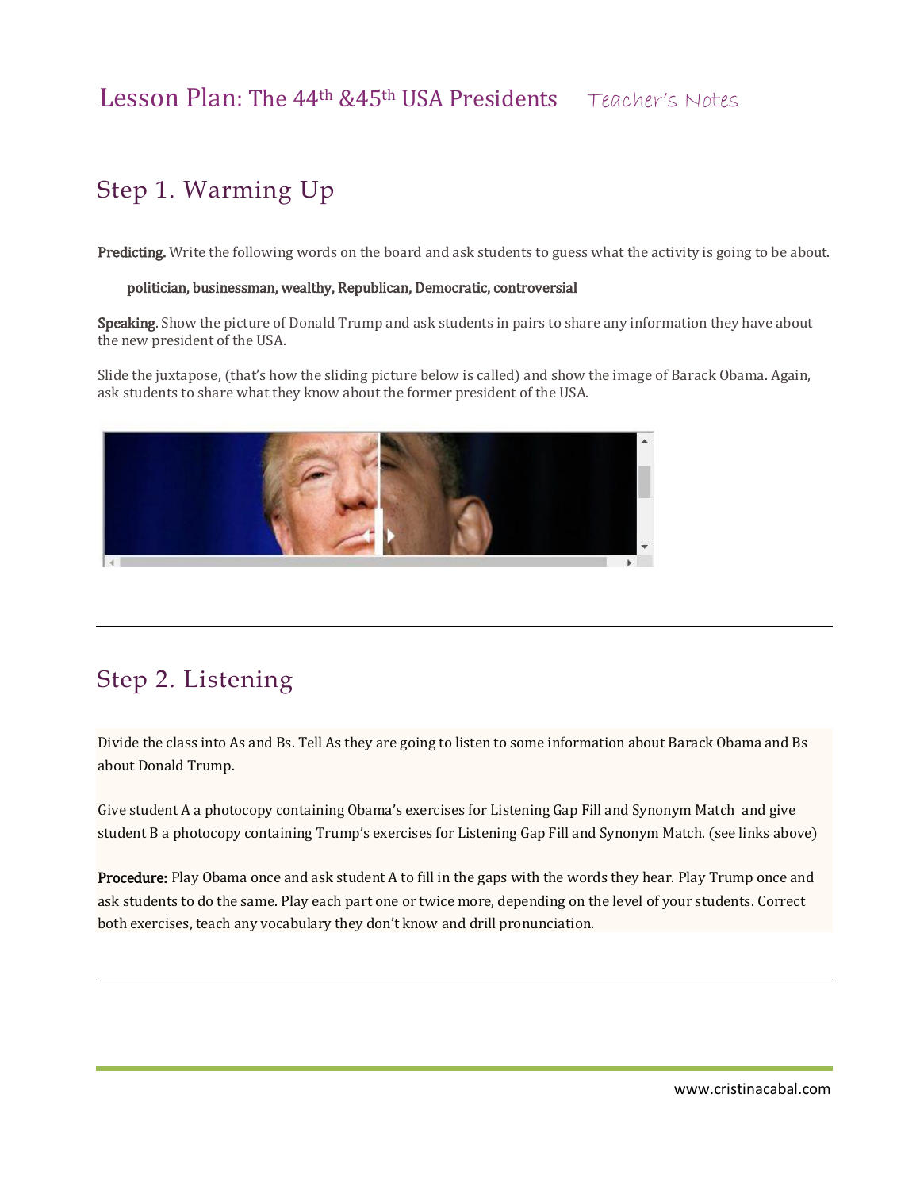# Lesson Plan: The 44th &45th USA Presidents Teacher's Notes

## Step 1. Warming Up

**Predicting.** Write the following words on the board and ask students to guess what the activity is going to be about.

**politician, businessman, wealthy, Republican, Democratic, controversial**

**Speaking**. Show the picture of Donald Trump and ask students in pairs to share any information they have about the new president of the USA.

Slide the juxtapose, (that's how the sliding picture below is called) and show the image of Barack Obama. Again, ask students to share what they know about the former president of the USA.

---

## Step 2. Listening

Divide the class into As and Bs. Tell As they are going to listen to some information about Barack Obama and Bs about Donald Trump.

Give student A a photocopy containing Obama's exercises for Listening Gap Fill and Synonym Match and give student B a photocopy containing Trump's exercises for Listening Gap Fill and Synonym Match. (see links above)

**Procedure:** Play Obama once and ask student A to fill in the gaps with the words they hear. Play Trump once and ask students to do the same. Play each part one or twice more, depending on the level of your students. Correct both exercises, teach any vocabulary they don't know and drill pronunciation.

---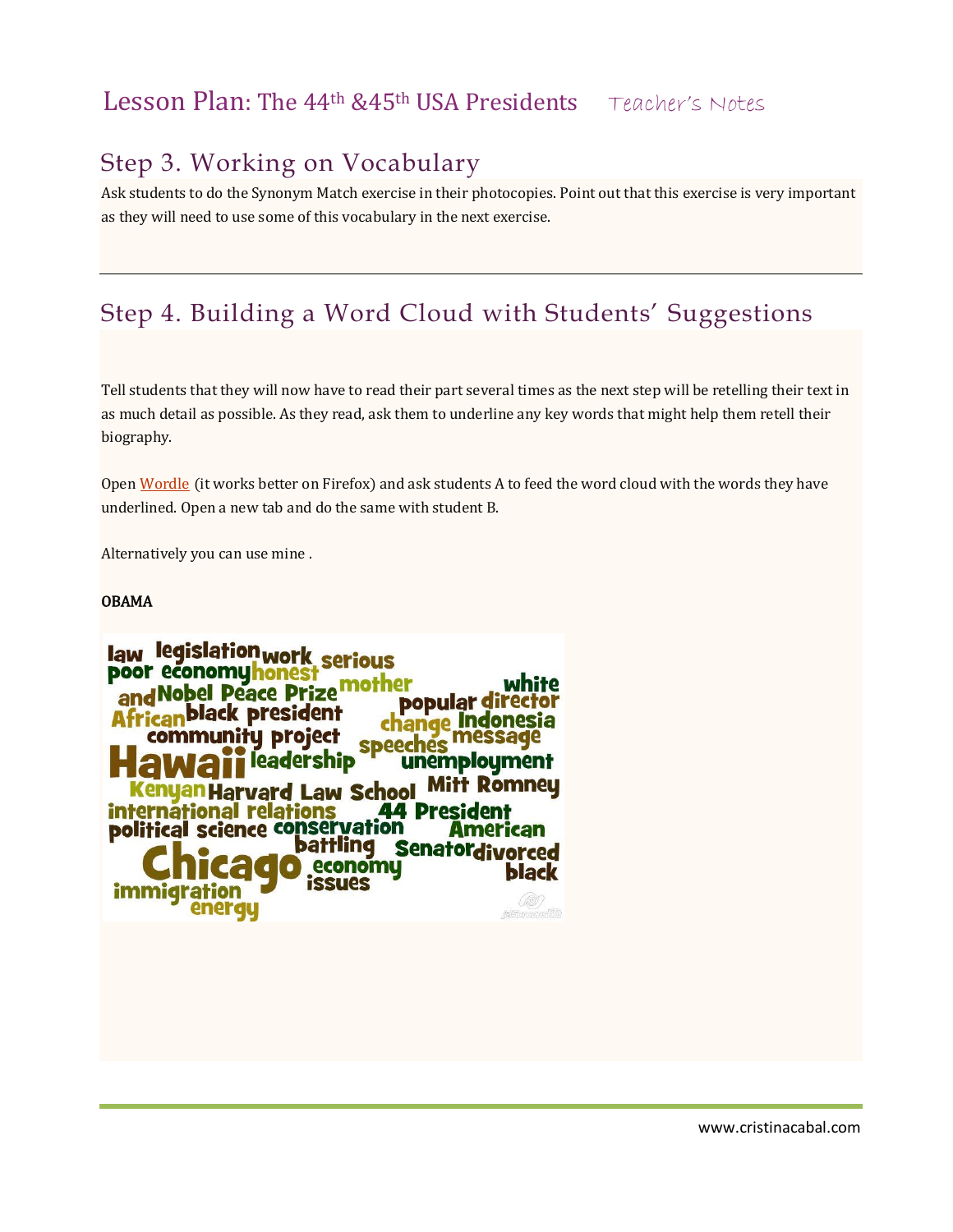# Lesson Plan: The 44th &45th USA Presidents    Teacher's Notes

## Step 3. Working on Vocabulary

Ask students to do the Synonym Match exercise in their photocopies. Point out that this exercise is very important as they will need to use some of this vocabulary in the next exercise.

---

## Step 4. Building a Word Cloud with Students' Suggestions

Tell students that they will now have to read their part several times as the next step will be retelling their text in as much detail as possible. As they read, ask them to underline any key words that might help them retell their biography.

Open Wordle (it works better on Firefox) and ask students A to feed the word cloud with the words they have underlined. Open a new tab and do the same with student B.

Alternatively you can use mine .

**OBAMA**

law legislation work serious poor economy honest mother white and Nobel Peace Prize popular director African black president change Indonesia community project message Hawaii leadership speeches unemployment Kenyan Harvard Law School Mitt Romney international relations 44 President political science conservation American battling Senator divorced Chicago economy issues black immigration energy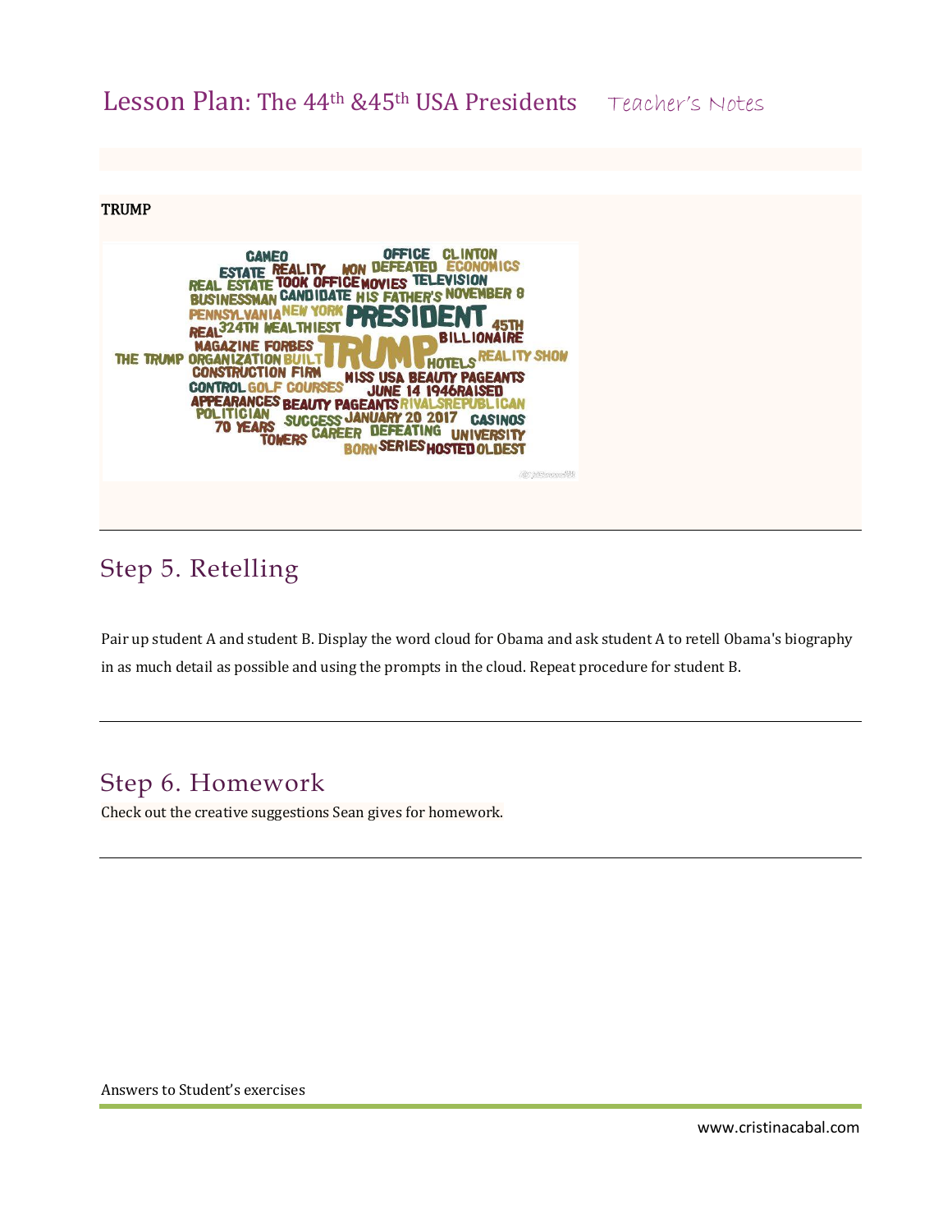TRUMP

CAMEO OFFICE CLINTON ESTATE REALITY WON DEFEATED ECONOMICS REAL ESTATE TOOK OFFICE MOVIES TELEVISION BUSINESSMAN CANDIDATE HIS FATHER'S NOVEMBER 8 PENNSYLVANIA NEW YORK PRESIDENT REAL 324TH WEALTHIEST 45TH BILLIONAIRE MAGAZINE FORBES THE TRUMP ORGANIZATION BUILT TRUMP HOTELS REALITY SHOW CONSTRUCTION FIRM MISS USA BEAUTY PAGEANTS CONTROL GOLF COURSES JUNE 14 1946 RAISED APPEARANCES BEAUTY PAGEANTS RIVALS REPUBLICAN POLITICIAN 70 YEARS SUCCESS JANUARY 20 2017 CASINOS TOWERS CAREER DEFEATING UNIVERSITY BORN SERIES HOSTED OLDEST

## Step 5. Retelling

Pair up student A and student B. Display the word cloud for Obama and ask student A to retell Obama's biography in as much detail as possible and using the prompts in the cloud. Repeat procedure for student B.

## Step 6. Homework

Check out the creative suggestions Sean gives for homework.

Answers to Student's exercises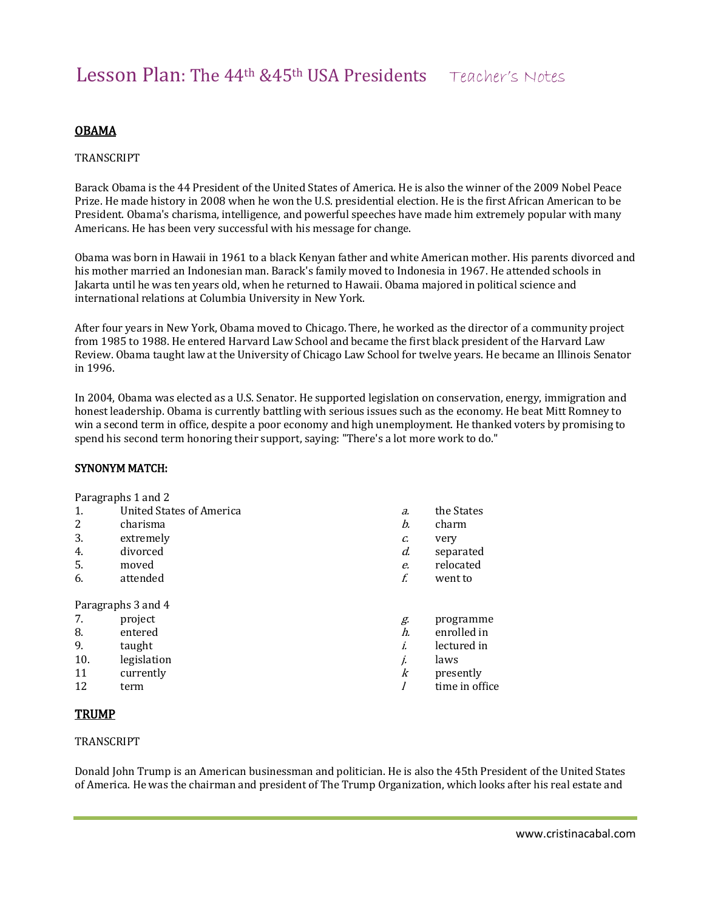# Lesson Plan: The 44th &45th USA Presidents   Teacher's Notes

## OBAMA

TRANSCRIPT

Barack Obama is the 44 President of the United States of America. He is also the winner of the 2009 Nobel Peace Prize. He made history in 2008 when he won the U.S. presidential election. He is the first African American to be President. Obama's charisma, intelligence, and powerful speeches have made him extremely popular with many Americans. He has been very successful with his message for change.

Obama was born in Hawaii in 1961 to a black Kenyan father and white American mother. His parents divorced and his mother married an Indonesian man. Barack's family moved to Indonesia in 1967. He attended schools in Jakarta until he was ten years old, when he returned to Hawaii. Obama majored in political science and international relations at Columbia University in New York.

After four years in New York, Obama moved to Chicago. There, he worked as the director of a community project from 1985 to 1988. He entered Harvard Law School and became the first black president of the Harvard Law Review. Obama taught law at the University of Chicago Law School for twelve years. He became an Illinois Senator in 1996.

In 2004, Obama was elected as a U.S. Senator. He supported legislation on conservation, energy, immigration and honest leadership. Obama is currently battling with serious issues such as the economy. He beat Mitt Romney to win a second term in office, despite a poor economy and high unemployment. He thanked voters by promising to spend his second term honoring their support, saying: "There's a lot more work to do."

**SYNONYM MATCH:**

Paragraphs 1 and 2

| | | | |
|---|---|---|---|
| 1. | United States of America | *a.* | the States |
| 2 | charisma | *b.* | charm |
| 3. | extremely | *c.* | very |
| 4. | divorced | *d.* | separated |
| 5. | moved | *e.* | relocated |
| 6. | attended | *f.* | went to |

Paragraphs 3 and 4

| | | | |
|---|---|---|---|
| 7. | project | *g.* | programme |
| 8. | entered | *h.* | enrolled in |
| 9. | taught | *i.* | lectured in |
| 10. | legislation | *j.* | laws |
| 11 | currently | *k* | presently |
| 12 | term | *l* | time in office |

## TRUMP

TRANSCRIPT

Donald John Trump is an American businessman and politician. He is also the 45th President of the United States of America. He was the chairman and president of The Trump Organization, which looks after his real estate and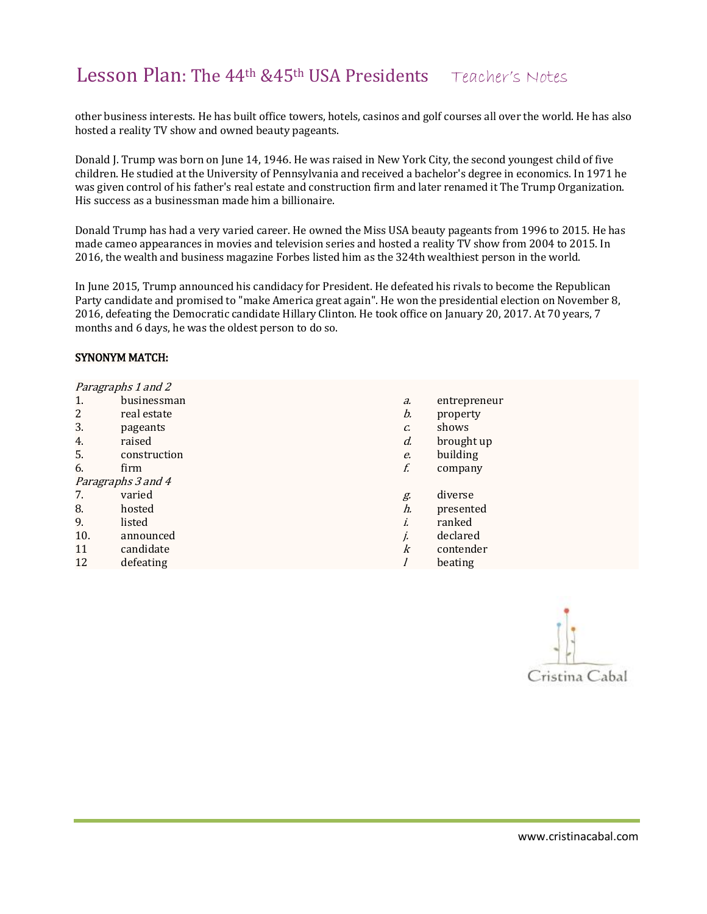other business interests. He has built office towers, hotels, casinos and golf courses all over the world. He has also hosted a reality TV show and owned beauty pageants.

Donald J. Trump was born on June 14, 1946. He was raised in New York City, the second youngest child of five children. He studied at the University of Pennsylvania and received a bachelor's degree in economics. In 1971 he was given control of his father's real estate and construction firm and later renamed it The Trump Organization. His success as a businessman made him a billionaire.

Donald Trump has had a very varied career. He owned the Miss USA beauty pageants from 1996 to 2015. He has made cameo appearances in movies and television series and hosted a reality TV show from 2004 to 2015. In 2016, the wealth and business magazine Forbes listed him as the 324th wealthiest person in the world.

In June 2015, Trump announced his candidacy for President. He defeated his rivals to become the Republican Party candidate and promised to "make America great again". He won the presidential election on November 8, 2016, defeating the Democratic candidate Hillary Clinton. He took office on January 20, 2017. At 70 years, 7 months and 6 days, he was the oldest person to do so.

**SYNONYM MATCH:**

| | | | |
|---|---|---|---|
| *Paragraphs 1 and 2* | | | |
| 1. | businessman | *a.* | entrepreneur |
| 2 | real estate | *b.* | property |
| 3. | pageants | *c.* | shows |
| 4. | raised | *d.* | brought up |
| 5. | construction | *e.* | building |
| 6. | firm | *f.* | company |
| *Paragraphs 3 and 4* | | | |
| 7. | varied | *g.* | diverse |
| 8. | hosted | *h.* | presented |
| 9. | listed | *i.* | ranked |
| 10. | announced | *j.* | declared |
| 11 | candidate | *k* | contender |
| 12 | defeating | *l* | beating |